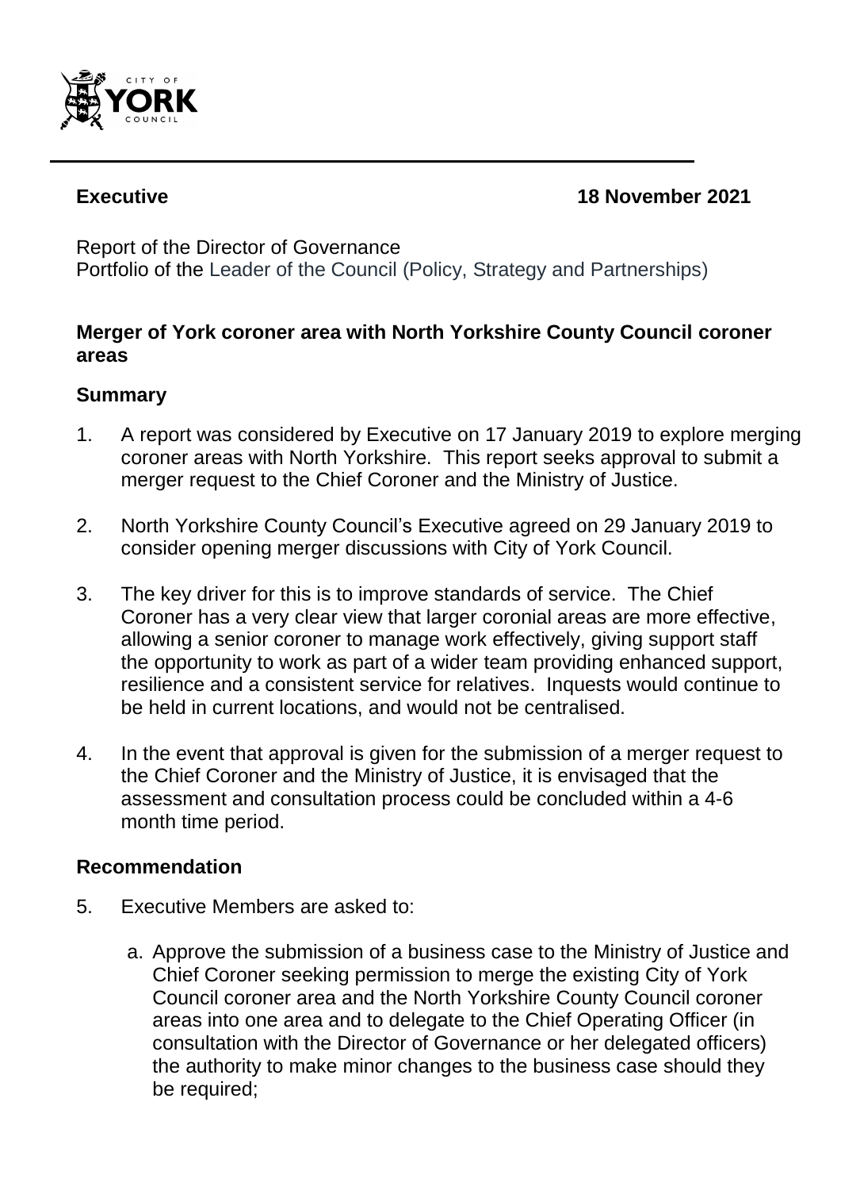**Executive** **18 November 2021**

Report of the Director of Governance
Portfolio of the Leader of the Council (Policy, Strategy and Partnerships)

**Merger of York coroner area with North Yorkshire County Council coroner areas**

## Summary

1. A report was considered by Executive on 17 January 2019 to explore merging coroner areas with North Yorkshire. This report seeks approval to submit a merger request to the Chief Coroner and the Ministry of Justice.

2. North Yorkshire County Council's Executive agreed on 29 January 2019 to consider opening merger discussions with City of York Council.

3. The key driver for this is to improve standards of service. The Chief Coroner has a very clear view that larger coronial areas are more effective, allowing a senior coroner to manage work effectively, giving support staff the opportunity to work as part of a wider team providing enhanced support, resilience and a consistent service for relatives. Inquests would continue to be held in current locations, and would not be centralised.

4. In the event that approval is given for the submission of a merger request to the Chief Coroner and the Ministry of Justice, it is envisaged that the assessment and consultation process could be concluded within a 4-6 month time period.

## Recommendation

5. Executive Members are asked to:

   a. Approve the submission of a business case to the Ministry of Justice and Chief Coroner seeking permission to merge the existing City of York Council coroner area and the North Yorkshire County Council coroner areas into one area and to delegate to the Chief Operating Officer (in consultation with the Director of Governance or her delegated officers) the authority to make minor changes to the business case should they be required;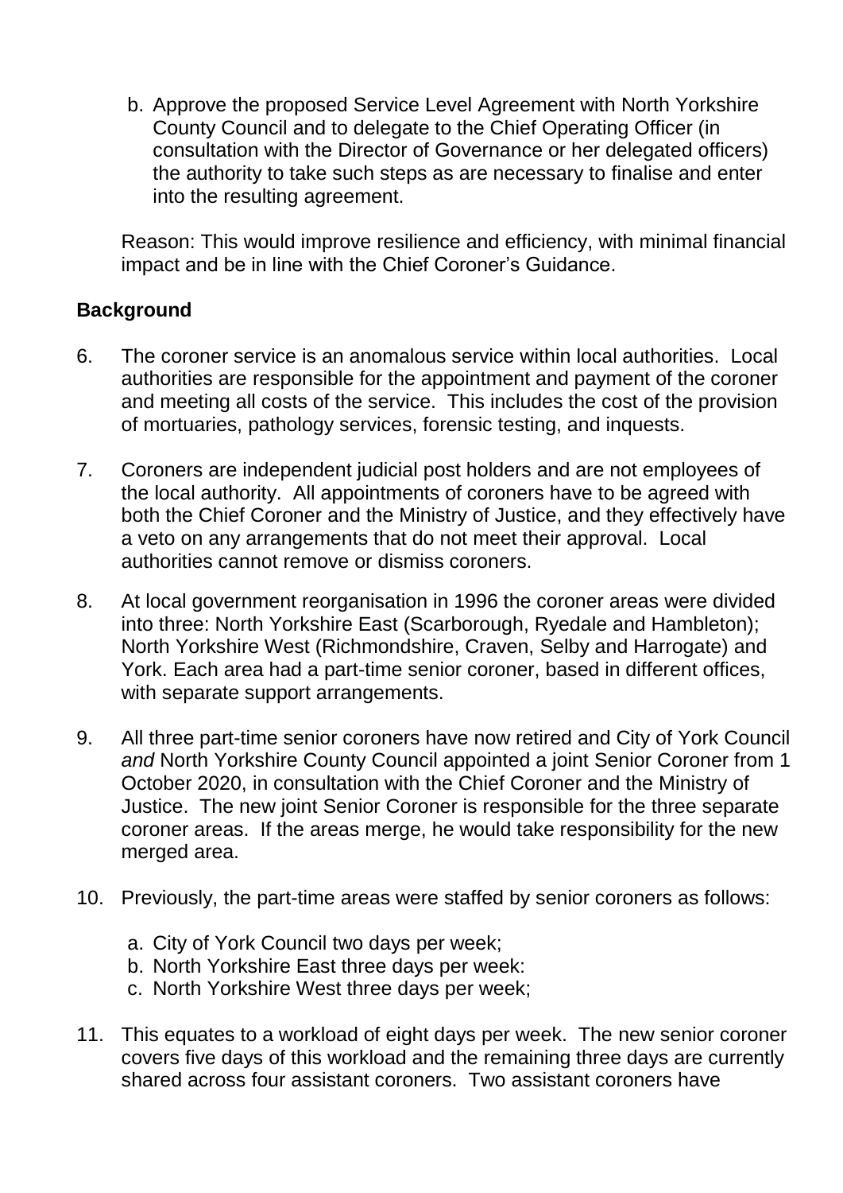b. Approve the proposed Service Level Agreement with North Yorkshire County Council and to delegate to the Chief Operating Officer (in consultation with the Director of Governance or her delegated officers) the authority to take such steps as are necessary to finalise and enter into the resulting agreement.

Reason: This would improve resilience and efficiency, with minimal financial impact and be in line with the Chief Coroner's Guidance.

## Background

6. The coroner service is an anomalous service within local authorities. Local authorities are responsible for the appointment and payment of the coroner and meeting all costs of the service. This includes the cost of the provision of mortuaries, pathology services, forensic testing, and inquests.

7. Coroners are independent judicial post holders and are not employees of the local authority. All appointments of coroners have to be agreed with both the Chief Coroner and the Ministry of Justice, and they effectively have a veto on any arrangements that do not meet their approval. Local authorities cannot remove or dismiss coroners.

8. At local government reorganisation in 1996 the coroner areas were divided into three: North Yorkshire East (Scarborough, Ryedale and Hambleton); North Yorkshire West (Richmondshire, Craven, Selby and Harrogate) and York. Each area had a part-time senior coroner, based in different offices, with separate support arrangements.

9. All three part-time senior coroners have now retired and City of York Council *and* North Yorkshire County Council appointed a joint Senior Coroner from 1 October 2020, in consultation with the Chief Coroner and the Ministry of Justice. The new joint Senior Coroner is responsible for the three separate coroner areas. If the areas merge, he would take responsibility for the new merged area.

10. Previously, the part-time areas were staffed by senior coroners as follows:

    a. City of York Council two days per week;
    b. North Yorkshire East three days per week:
    c. North Yorkshire West three days per week;

11. This equates to a workload of eight days per week. The new senior coroner covers five days of this workload and the remaining three days are currently shared across four assistant coroners. Two assistant coroners have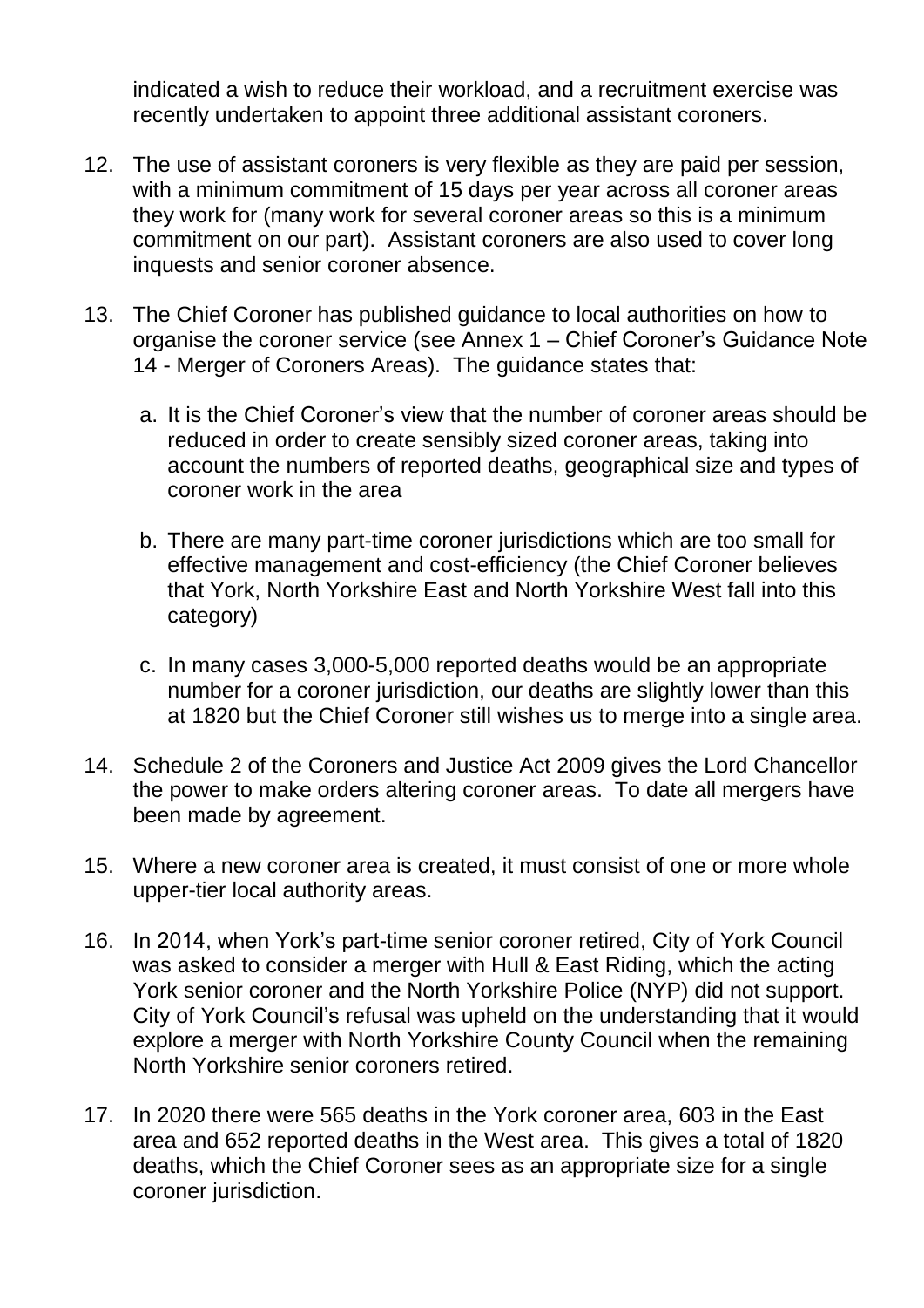indicated a wish to reduce their workload, and a recruitment exercise was recently undertaken to appoint three additional assistant coroners.

12. The use of assistant coroners is very flexible as they are paid per session, with a minimum commitment of 15 days per year across all coroner areas they work for (many work for several coroner areas so this is a minimum commitment on our part). Assistant coroners are also used to cover long inquests and senior coroner absence.

13. The Chief Coroner has published guidance to local authorities on how to organise the coroner service (see Annex 1 – Chief Coroner's Guidance Note 14 - Merger of Coroners Areas). The guidance states that:

    a. It is the Chief Coroner's view that the number of coroner areas should be reduced in order to create sensibly sized coroner areas, taking into account the numbers of reported deaths, geographical size and types of coroner work in the area

    b. There are many part-time coroner jurisdictions which are too small for effective management and cost-efficiency (the Chief Coroner believes that York, North Yorkshire East and North Yorkshire West fall into this category)

    c. In many cases 3,000-5,000 reported deaths would be an appropriate number for a coroner jurisdiction, our deaths are slightly lower than this at 1820 but the Chief Coroner still wishes us to merge into a single area.

14. Schedule 2 of the Coroners and Justice Act 2009 gives the Lord Chancellor the power to make orders altering coroner areas. To date all mergers have been made by agreement.

15. Where a new coroner area is created, it must consist of one or more whole upper-tier local authority areas.

16. In 2014, when York's part-time senior coroner retired, City of York Council was asked to consider a merger with Hull & East Riding, which the acting York senior coroner and the North Yorkshire Police (NYP) did not support. City of York Council's refusal was upheld on the understanding that it would explore a merger with North Yorkshire County Council when the remaining North Yorkshire senior coroners retired.

17. In 2020 there were 565 deaths in the York coroner area, 603 in the East area and 652 reported deaths in the West area. This gives a total of 1820 deaths, which the Chief Coroner sees as an appropriate size for a single coroner jurisdiction.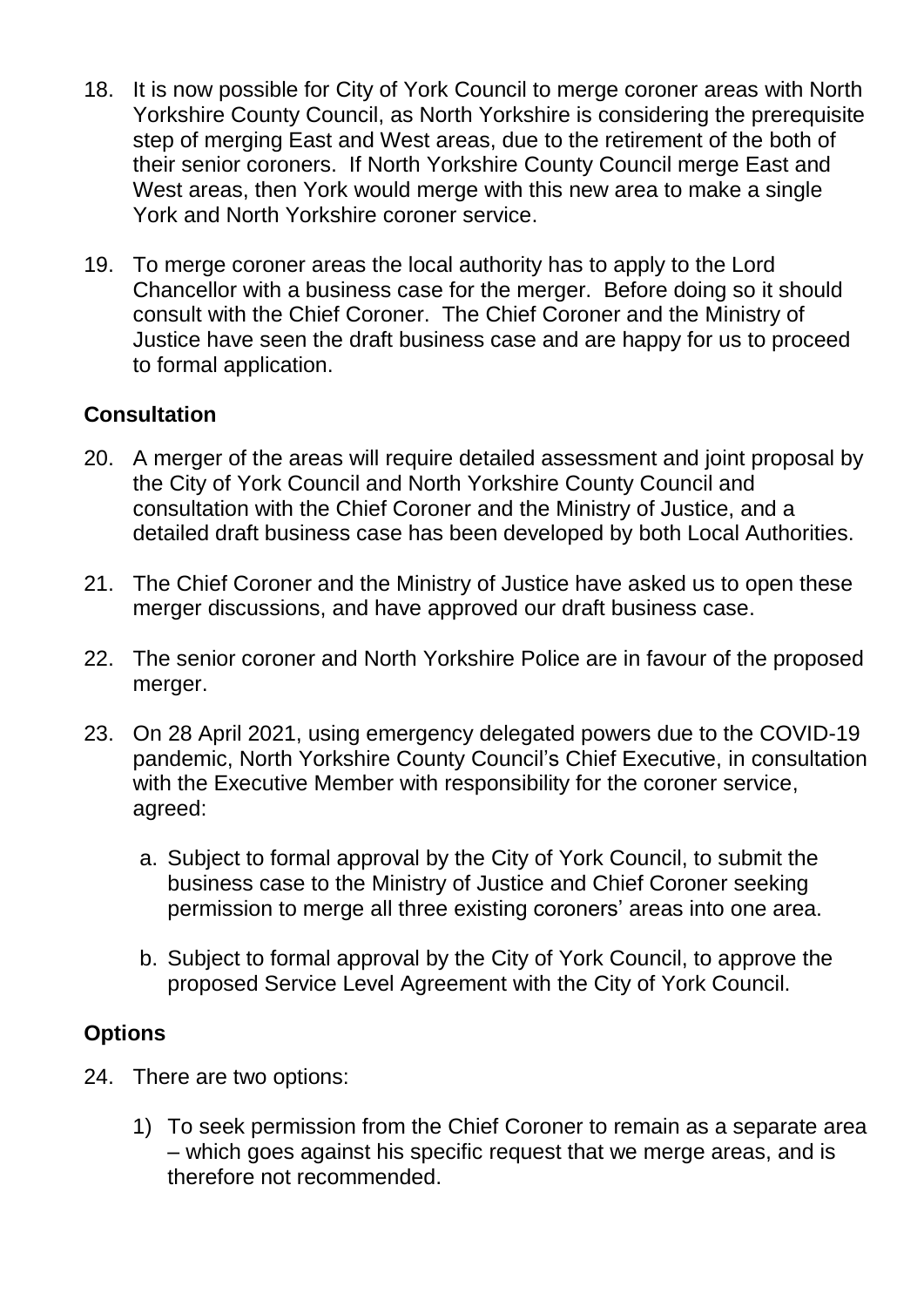18. It is now possible for City of York Council to merge coroner areas with North Yorkshire County Council, as North Yorkshire is considering the prerequisite step of merging East and West areas, due to the retirement of the both of their senior coroners. If North Yorkshire County Council merge East and West areas, then York would merge with this new area to make a single York and North Yorkshire coroner service.

19. To merge coroner areas the local authority has to apply to the Lord Chancellor with a business case for the merger. Before doing so it should consult with the Chief Coroner. The Chief Coroner and the Ministry of Justice have seen the draft business case and are happy for us to proceed to formal application.

## Consultation

20. A merger of the areas will require detailed assessment and joint proposal by the City of York Council and North Yorkshire County Council and consultation with the Chief Coroner and the Ministry of Justice, and a detailed draft business case has been developed by both Local Authorities.

21. The Chief Coroner and the Ministry of Justice have asked us to open these merger discussions, and have approved our draft business case.

22. The senior coroner and North Yorkshire Police are in favour of the proposed merger.

23. On 28 April 2021, using emergency delegated powers due to the COVID-19 pandemic, North Yorkshire County Council's Chief Executive, in consultation with the Executive Member with responsibility for the coroner service, agreed:

    a. Subject to formal approval by the City of York Council, to submit the business case to the Ministry of Justice and Chief Coroner seeking permission to merge all three existing coroners' areas into one area.

    b. Subject to formal approval by the City of York Council, to approve the proposed Service Level Agreement with the City of York Council.

## Options

24. There are two options:

    1) To seek permission from the Chief Coroner to remain as a separate area – which goes against his specific request that we merge areas, and is therefore not recommended.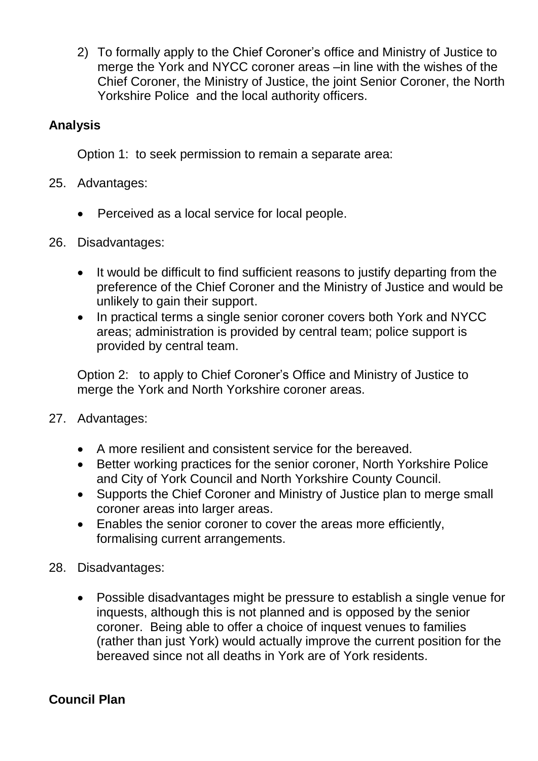2) To formally apply to the Chief Coroner's office and Ministry of Justice to merge the York and NYCC coroner areas –in line with the wishes of the Chief Coroner, the Ministry of Justice, the joint Senior Coroner, the North Yorkshire Police and the local authority officers.

## Analysis

Option 1: to seek permission to remain a separate area:

25. Advantages:

    - Perceived as a local service for local people.

26. Disadvantages:

    - It would be difficult to find sufficient reasons to justify departing from the preference of the Chief Coroner and the Ministry of Justice and would be unlikely to gain their support.
    - In practical terms a single senior coroner covers both York and NYCC areas; administration is provided by central team; police support is provided by central team.

Option 2: to apply to Chief Coroner's Office and Ministry of Justice to merge the York and North Yorkshire coroner areas.

27. Advantages:

    - A more resilient and consistent service for the bereaved.
    - Better working practices for the senior coroner, North Yorkshire Police and City of York Council and North Yorkshire County Council.
    - Supports the Chief Coroner and Ministry of Justice plan to merge small coroner areas into larger areas.
    - Enables the senior coroner to cover the areas more efficiently, formalising current arrangements.

28. Disadvantages:

    - Possible disadvantages might be pressure to establish a single venue for inquests, although this is not planned and is opposed by the senior coroner. Being able to offer a choice of inquest venues to families (rather than just York) would actually improve the current position for the bereaved since not all deaths in York are of York residents.

## Council Plan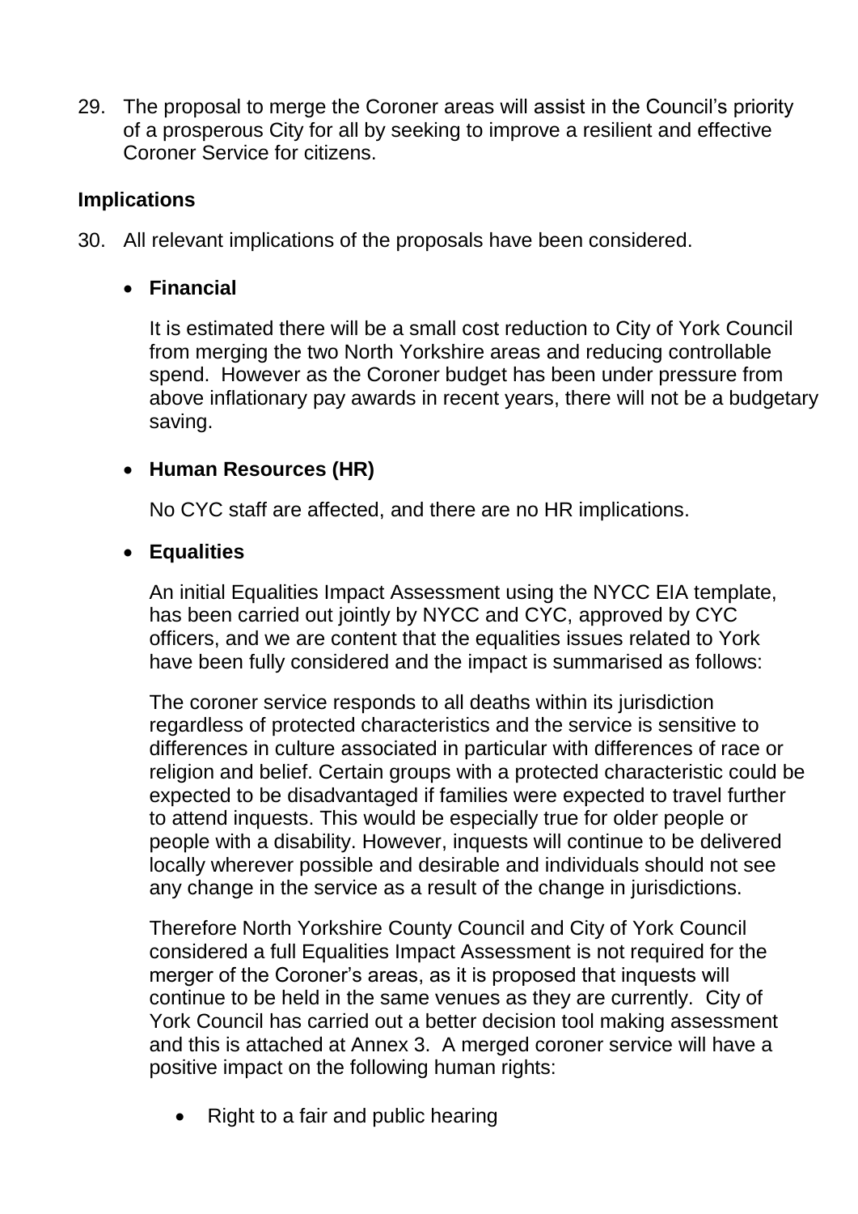29. The proposal to merge the Coroner areas will assist in the Council's priority of a prosperous City for all by seeking to improve a resilient and effective Coroner Service for citizens.

**Implications**

30. All relevant implications of the proposals have been considered.

- **Financial**

  It is estimated there will be a small cost reduction to City of York Council from merging the two North Yorkshire areas and reducing controllable spend. However as the Coroner budget has been under pressure from above inflationary pay awards in recent years, there will not be a budgetary saving.

- **Human Resources (HR)**

  No CYC staff are affected, and there are no HR implications.

- **Equalities**

  An initial Equalities Impact Assessment using the NYCC EIA template, has been carried out jointly by NYCC and CYC, approved by CYC officers, and we are content that the equalities issues related to York have been fully considered and the impact is summarised as follows:

  The coroner service responds to all deaths within its jurisdiction regardless of protected characteristics and the service is sensitive to differences in culture associated in particular with differences of race or religion and belief. Certain groups with a protected characteristic could be expected to be disadvantaged if families were expected to travel further to attend inquests. This would be especially true for older people or people with a disability. However, inquests will continue to be delivered locally wherever possible and desirable and individuals should not see any change in the service as a result of the change in jurisdictions.

  Therefore North Yorkshire County Council and City of York Council considered a full Equalities Impact Assessment is not required for the merger of the Coroner's areas, as it is proposed that inquests will continue to be held in the same venues as they are currently. City of York Council has carried out a better decision tool making assessment and this is attached at Annex 3. A merged coroner service will have a positive impact on the following human rights:

  - Right to a fair and public hearing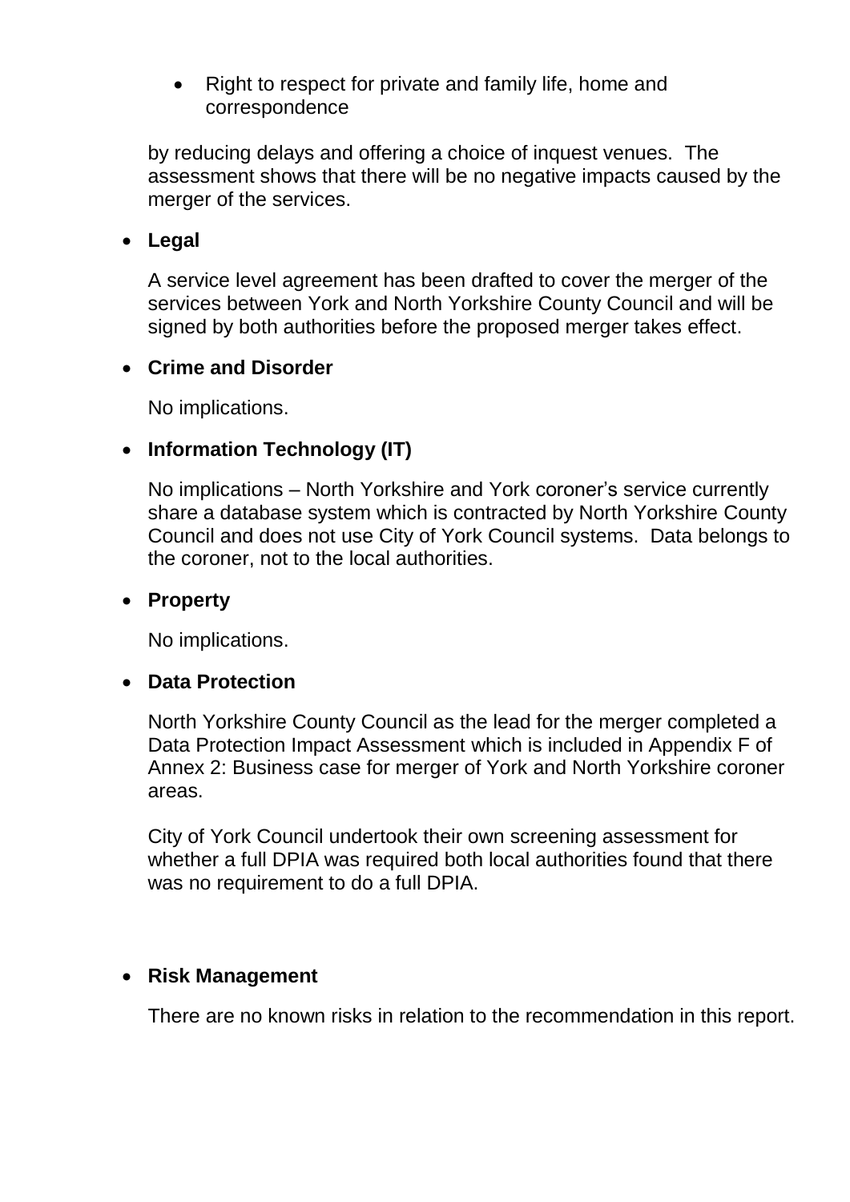- Right to respect for private and family life, home and correspondence

by reducing delays and offering a choice of inquest venues. The assessment shows that there will be no negative impacts caused by the merger of the services.

- **Legal**

  A service level agreement has been drafted to cover the merger of the services between York and North Yorkshire County Council and will be signed by both authorities before the proposed merger takes effect.

- **Crime and Disorder**

  No implications.

- **Information Technology (IT)**

  No implications – North Yorkshire and York coroner's service currently share a database system which is contracted by North Yorkshire County Council and does not use City of York Council systems. Data belongs to the coroner, not to the local authorities.

- **Property**

  No implications.

- **Data Protection**

  North Yorkshire County Council as the lead for the merger completed a Data Protection Impact Assessment which is included in Appendix F of Annex 2: Business case for merger of York and North Yorkshire coroner areas.

  City of York Council undertook their own screening assessment for whether a full DPIA was required both local authorities found that there was no requirement to do a full DPIA.

- **Risk Management**

  There are no known risks in relation to the recommendation in this report.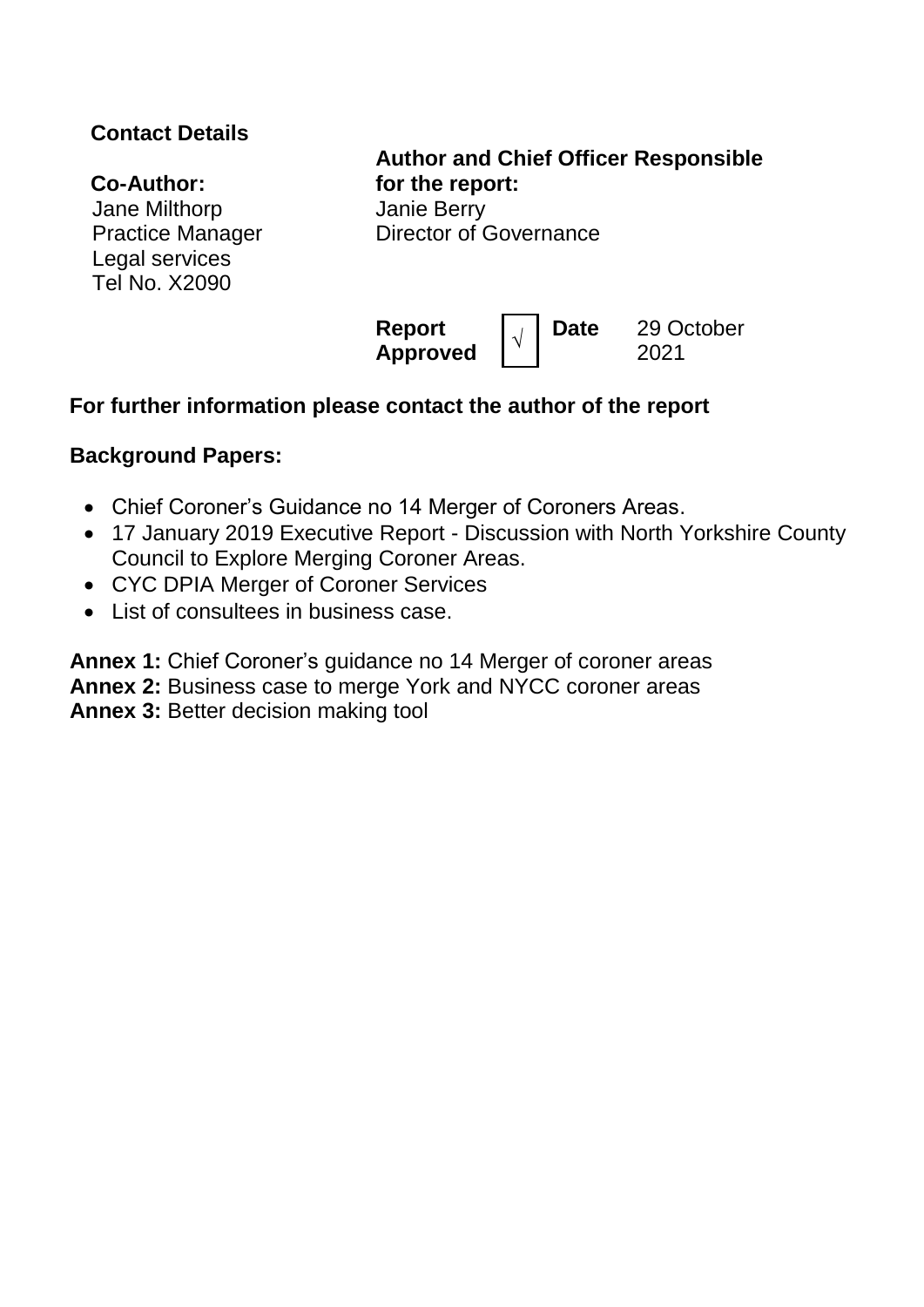**Contact Details**

| | |
|---|---|
| **Co-Author:** | **Author and Chief Officer Responsible for the report:** |
| Jane Milthorp | Janie Berry |
| Practice Manager | Director of Governance |
| Legal services | |
| Tel No. X2090 | |
| | **Report Approved** √ **Date** 29 October 2021 |

**For further information please contact the author of the report**

**Background Papers:**

- Chief Coroner's Guidance no 14 Merger of Coroners Areas.
- 17 January 2019 Executive Report - Discussion with North Yorkshire County Council to Explore Merging Coroner Areas.
- CYC DPIA Merger of Coroner Services
- List of consultees in business case.

**Annex 1:** Chief Coroner's guidance no 14 Merger of coroner areas
**Annex 2:** Business case to merge York and NYCC coroner areas
**Annex 3:** Better decision making tool